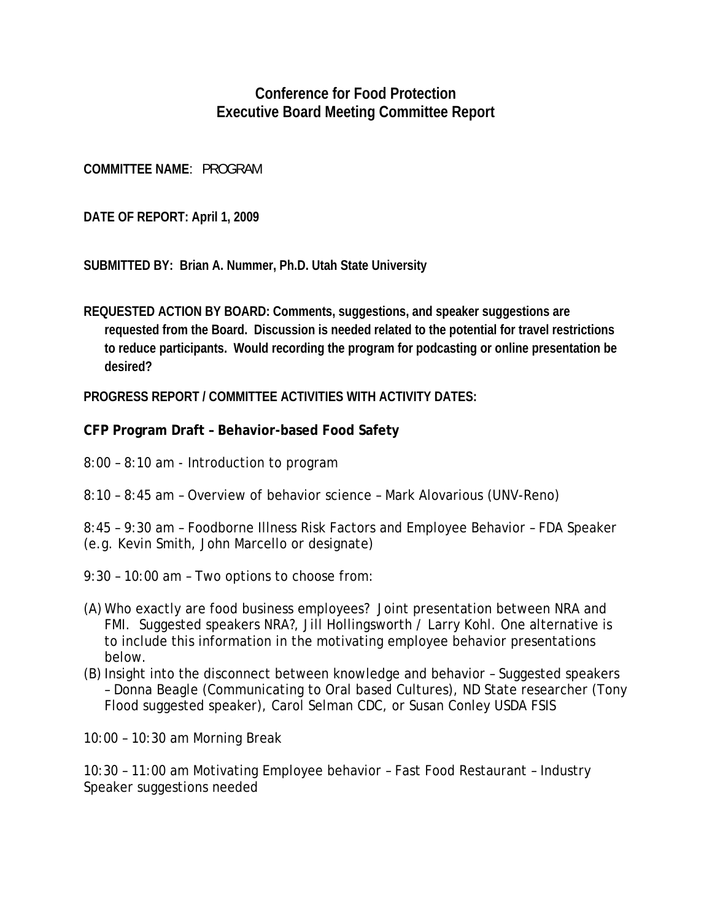# Conference for Food Protection
## Executive Board Meeting Committee Report

**COMMITTEE NAME**: PROGRAM

**DATE OF REPORT: April 1, 2009**

**SUBMITTED BY: Brian A. Nummer, Ph.D. Utah State University**

**REQUESTED ACTION BY BOARD: Comments, suggestions, and speaker suggestions are requested from the Board. Discussion is needed related to the potential for travel restrictions to reduce participants. Would recording the program for podcasting or online presentation be desired?**

**PROGRESS REPORT / COMMITTEE ACTIVITIES WITH ACTIVITY DATES:**

**CFP Program Draft – Behavior-based Food Safety**

8:00 – 8:10 am - Introduction to program

8:10 – 8:45 am – Overview of behavior science – Mark Alovarious (UNV-Reno)

8:45 – 9:30 am – Foodborne Illness Risk Factors and Employee Behavior – FDA Speaker (e.g. Kevin Smith, John Marcello or designate)

9:30 – 10:00 am – Two options to choose from:

(A) Who exactly are food business employees? Joint presentation between NRA and FMI. Suggested speakers NRA?, Jill Hollingsworth / Larry Kohl. One alternative is to include this information in the motivating employee behavior presentations below.
(B) Insight into the disconnect between knowledge and behavior – Suggested speakers – Donna Beagle (Communicating to Oral based Cultures), ND State researcher (Tony Flood suggested speaker), Carol Selman CDC, or Susan Conley USDA FSIS

10:00 – 10:30 am Morning Break

10:30 – 11:00 am Motivating Employee behavior – Fast Food Restaurant – Industry Speaker suggestions needed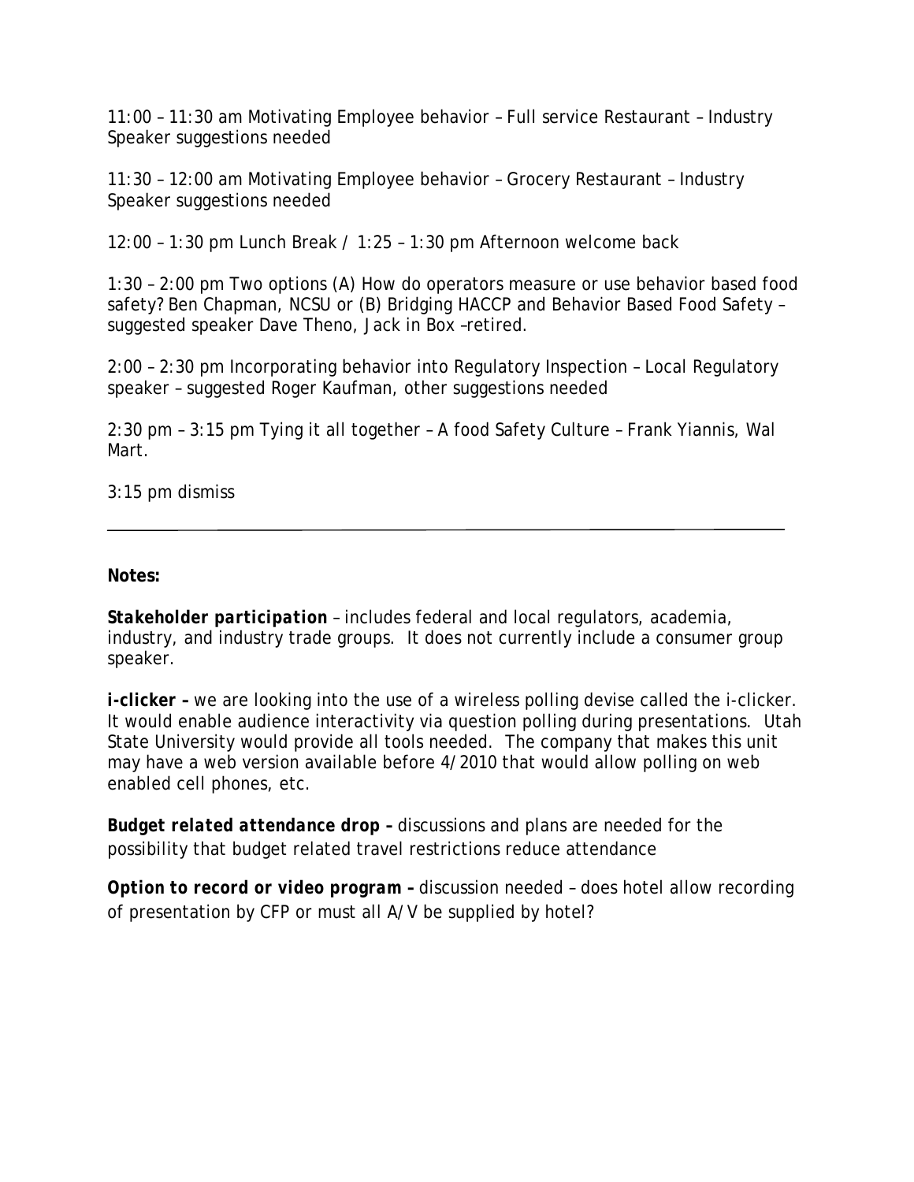11:00 – 11:30 am Motivating Employee behavior – Full service Restaurant – Industry Speaker suggestions needed

11:30 – 12:00 am Motivating Employee behavior – Grocery Restaurant – Industry Speaker suggestions needed

12:00 – 1:30 pm Lunch Break / 1:25 – 1:30 pm Afternoon welcome back

1:30 – 2:00 pm Two options (A) How do operators measure or use behavior based food safety? Ben Chapman, NCSU or (B) Bridging HACCP and Behavior Based Food Safety – suggested speaker Dave Theno, Jack in Box –retired.

2:00 – 2:30 pm Incorporating behavior into Regulatory Inspection – Local Regulatory speaker – suggested Roger Kaufman, other suggestions needed

2:30 pm – 3:15 pm Tying it all together – A food Safety Culture – Frank Yiannis, Wal Mart.

3:15 pm dismiss

---

**Notes:**

***Stakeholder participation*** – includes federal and local regulators, academia, industry, and industry trade groups. It does not currently include a consumer group speaker.

***i-clicker –*** we are looking into the use of a wireless polling devise called the i-clicker. It would enable audience interactivity via question polling during presentations. Utah State University would provide all tools needed. The company that makes this unit may have a web version available before 4/2010 that would allow polling on web enabled cell phones, etc.

***Budget related attendance drop –*** discussions and plans are needed for the possibility that budget related travel restrictions reduce attendance

***Option to record or video program –*** discussion needed – does hotel allow recording of presentation by CFP or must all A/V be supplied by hotel?